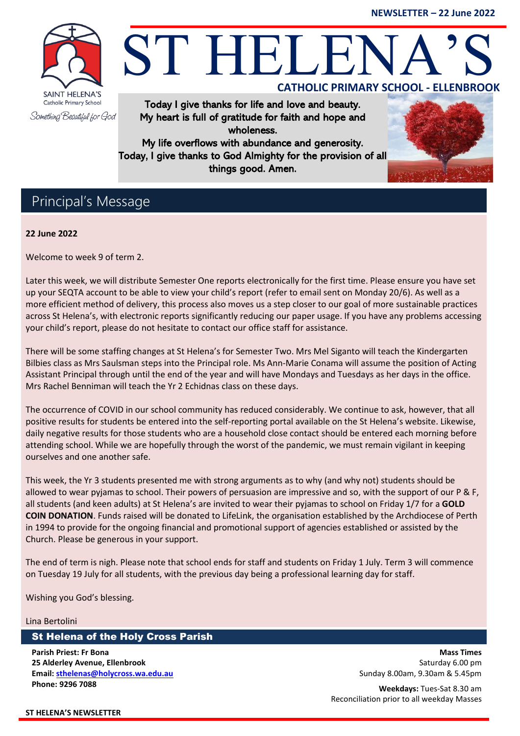NEWSLETTER – 22 June 2022

SAINT HELENA'S
Catholic Primary School
*Something Beautiful for God*

# ST HELENA'S

**CATHOLIC PRIMARY SCHOOL - ELLENBROOK**

Today I give thanks for life and love and beauty.
My heart is full of gratitude for faith and hope and wholeness.
My life overflows with abundance and generosity.
Today, I give thanks to God Almighty for the provision of all things good. Amen.

## Principal's Message

**22 June 2022**

Welcome to week 9 of term 2.

Later this week, we will distribute Semester One reports electronically for the first time. Please ensure you have set up your SEQTA account to be able to view your child's report (refer to email sent on Monday 20/6). As well as a more efficient method of delivery, this process also moves us a step closer to our goal of more sustainable practices across St Helena's, with electronic reports significantly reducing our paper usage. If you have any problems accessing your child's report, please do not hesitate to contact our office staff for assistance.

There will be some staffing changes at St Helena's for Semester Two. Mrs Mel Siganto will teach the Kindergarten Bilbies class as Mrs Saulsman steps into the Principal role. Ms Ann-Marie Conama will assume the position of Acting Assistant Principal through until the end of the year and will have Mondays and Tuesdays as her days in the office. Mrs Rachel Benniman will teach the Yr 2 Echidnas class on these days.

The occurrence of COVID in our school community has reduced considerably. We continue to ask, however, that all positive results for students be entered into the self-reporting portal available on the St Helena's website. Likewise, daily negative results for those students who are a household close contact should be entered each morning before attending school. While we are hopefully through the worst of the pandemic, we must remain vigilant in keeping ourselves and one another safe.

This week, the Yr 3 students presented me with strong arguments as to why (and why not) students should be allowed to wear pyjamas to school. Their powers of persuasion are impressive and so, with the support of our P & F, all students (and keen adults) at St Helena's are invited to wear their pyjamas to school on Friday 1/7 for a **GOLD COIN DONATION**. Funds raised will be donated to LifeLink, the organisation established by the Archdiocese of Perth in 1994 to provide for the ongoing financial and promotional support of agencies established or assisted by the Church. Please be generous in your support.

The end of term is nigh. Please note that school ends for staff and students on Friday 1 July. Term 3 will commence on Tuesday 19 July for all students, with the previous day being a professional learning day for staff.

Wishing you God's blessing.

Lina Bertolini

## St Helena of the Holy Cross Parish

**Parish Priest: Fr Bona**
**25 Alderley Avenue, Ellenbrook**
**Email: sthelenas@holycross.wa.edu.au**
**Phone: 9296 7088**

**Mass Times**
Saturday 6.00 pm
Sunday 8.00am, 9.30am & 5.45pm

**Weekdays:** Tues-Sat 8.30 am
Reconciliation prior to all weekday Masses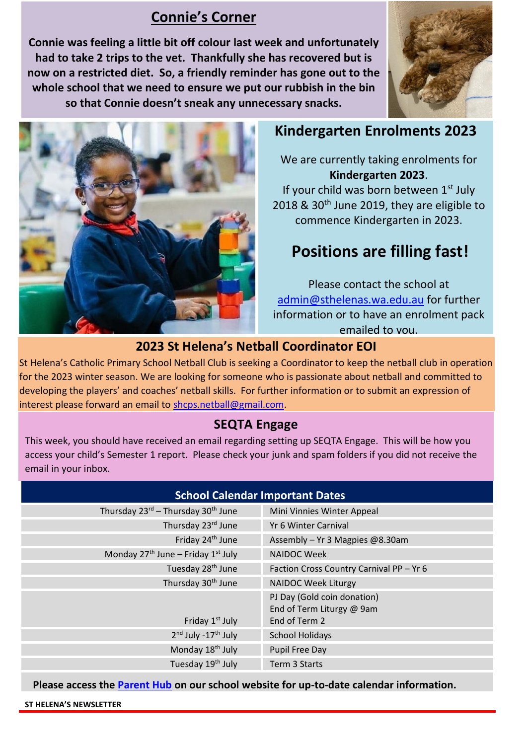## Connie's Corner

**Connie was feeling a little bit off colour last week and unfortunately had to take 2 trips to the vet. Thankfully she has recovered but is now on a restricted diet. So, a friendly reminder has gone out to the whole school that we need to ensure we put our rubbish in the bin so that Connie doesn't sneak any unnecessary snacks.**

## Kindergarten Enrolments 2023

We are currently taking enrolments for **Kindergarten 2023**.

If your child was born between 1st July 2018 & 30th June 2019, they are eligible to commence Kindergarten in 2023.

## Positions are filling fast!

Please contact the school at admin@sthelenas.wa.edu.au for further information or to have an enrolment pack emailed to you.

## 2023 St Helena's Netball Coordinator EOI

St Helena's Catholic Primary School Netball Club is seeking a Coordinator to keep the netball club in operation for the 2023 winter season. We are looking for someone who is passionate about netball and committed to developing the players' and coaches' netball skills. For further information or to submit an expression of interest please forward an email to shcps.netball@gmail.com.

## SEQTA Engage

This week, you should have received an email regarding setting up SEQTA Engage. This will be how you access your child's Semester 1 report. Please check your junk and spam folders if you did not receive the email in your inbox.

## School Calendar Important Dates

| Date | Event |
|---|---|
| Thursday 23rd – Thursday 30th June | Mini Vinnies Winter Appeal |
| Thursday 23rd June | Yr 6 Winter Carnival |
| Friday 24th June | Assembly – Yr 3 Magpies @8.30am |
| Monday 27th June – Friday 1st July | NAIDOC Week |
| Tuesday 28th June | Faction Cross Country Carnival PP – Yr 6 |
| Thursday 30th June | NAIDOC Week Liturgy |
| Friday 1st July | PJ Day (Gold coin donation)<br>End of Term Liturgy @ 9am<br>End of Term 2 |
| 2nd July -17th July | School Holidays |
| Monday 18th July | Pupil Free Day |
| Tuesday 19th July | Term 3 Starts |

**Please access the Parent Hub on our school website for up-to-date calendar information.**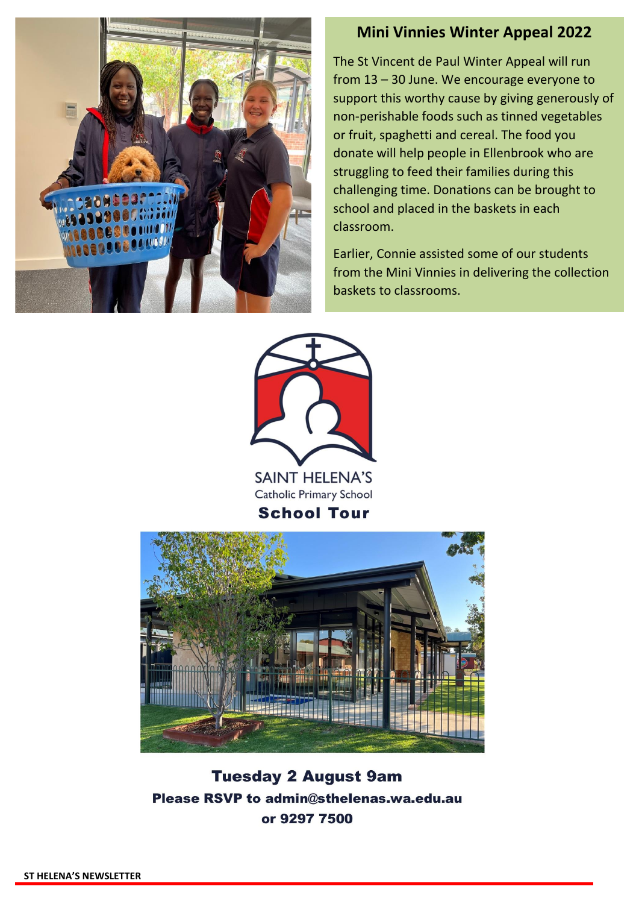## Mini Vinnies Winter Appeal 2022

The St Vincent de Paul Winter Appeal will run from 13 – 30 June. We encourage everyone to support this worthy cause by giving generously of non-perishable foods such as tinned vegetables or fruit, spaghetti and cereal. The food you donate will help people in Ellenbrook who are struggling to feed their families during this challenging time. Donations can be brought to school and placed in the baskets in each classroom.

Earlier, Connie assisted some of our students from the Mini Vinnies in delivering the collection baskets to classrooms.

SAINT HELENA'S

Catholic Primary School

## School Tour

**Tuesday 2 August 9am**

**Please RSVP to admin@sthelenas.wa.edu.au or 9297 7500**